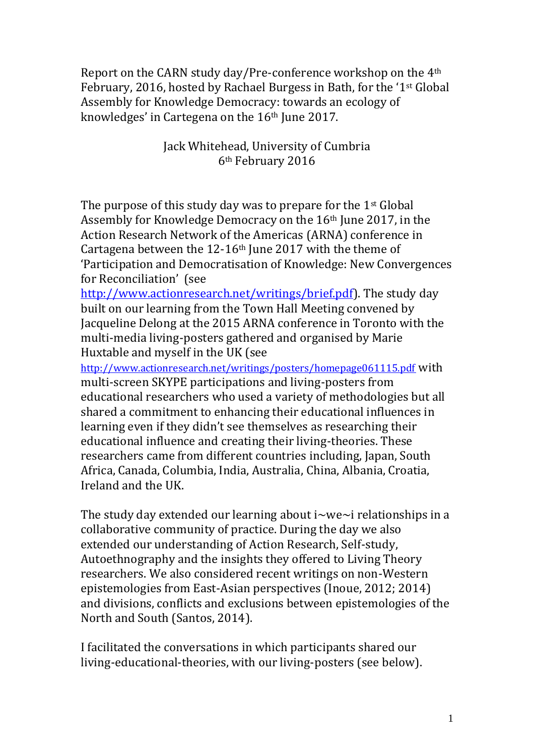Report on the CARN study day/Pre-conference workshop on the 4th February, 2016, hosted by Rachael Burgess in Bath, for the '1st Global Assembly for Knowledge Democracy: towards an ecology of knowledges' in Cartegena on the 16th June 2017.

Jack Whitehead, University of Cumbria
6th February 2016

The purpose of this study day was to prepare for the 1st Global Assembly for Knowledge Democracy on the 16th June 2017, in the Action Research Network of the Americas (ARNA) conference in Cartagena between the 12-16th June 2017 with the theme of 'Participation and Democratisation of Knowledge: New Convergences for Reconciliation' (see http://www.actionresearch.net/writings/brief.pdf). The study day built on our learning from the Town Hall Meeting convened by Jacqueline Delong at the 2015 ARNA conference in Toronto with the multi-media living-posters gathered and organised by Marie Huxtable and myself in the UK (see http://www.actionresearch.net/writings/posters/homepage061115.pdf with multi-screen SKYPE participations and living-posters from educational researchers who used a variety of methodologies but all shared a commitment to enhancing their educational influences in learning even if they didn't see themselves as researching their educational influence and creating their living-theories. These researchers came from different countries including, Japan, South Africa, Canada, Columbia, India, Australia, China, Albania, Croatia, Ireland and the UK.

The study day extended our learning about i~we~i relationships in a collaborative community of practice. During the day we also extended our understanding of Action Research, Self-study, Autoethnography and the insights they offered to Living Theory researchers. We also considered recent writings on non-Western epistemologies from East-Asian perspectives (Inoue, 2012; 2014) and divisions, conflicts and exclusions between epistemologies of the North and South (Santos, 2014).

I facilitated the conversations in which participants shared our living-educational-theories, with our living-posters (see below).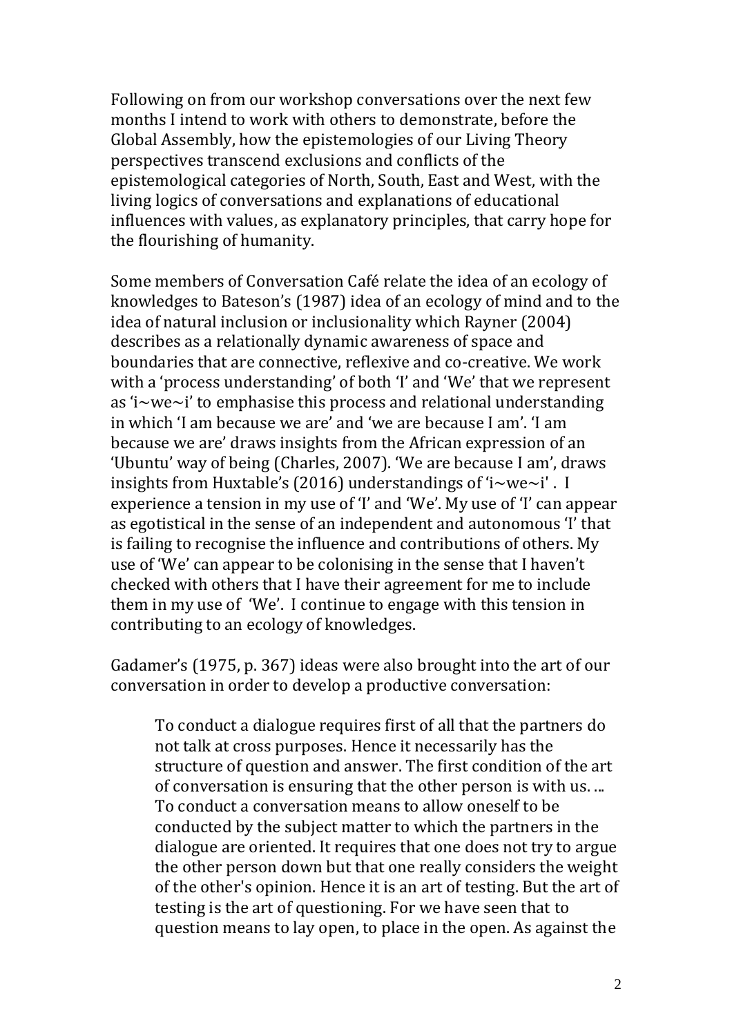Following on from our workshop conversations over the next few months I intend to work with others to demonstrate, before the Global Assembly, how the epistemologies of our Living Theory perspectives transcend exclusions and conflicts of the epistemological categories of North, South, East and West, with the living logics of conversations and explanations of educational influences with values, as explanatory principles, that carry hope for the flourishing of humanity.

Some members of Conversation Café relate the idea of an ecology of knowledges to Bateson's (1987) idea of an ecology of mind and to the idea of natural inclusion or inclusionality which Rayner (2004) describes as a relationally dynamic awareness of space and boundaries that are connective, reflexive and co-creative. We work with a 'process understanding' of both 'I' and 'We' that we represent as 'i~we~i' to emphasise this process and relational understanding in which 'I am because we are' and 'we are because I am'. 'I am because we are' draws insights from the African expression of an 'Ubuntu' way of being (Charles, 2007). 'We are because I am', draws insights from Huxtable's (2016) understandings of 'i~we~i'. I experience a tension in my use of 'I' and 'We'. My use of 'I' can appear as egotistical in the sense of an independent and autonomous 'I' that is failing to recognise the influence and contributions of others. My use of 'We' can appear to be colonising in the sense that I haven't checked with others that I have their agreement for me to include them in my use of 'We'. I continue to engage with this tension in contributing to an ecology of knowledges.

Gadamer's (1975, p. 367) ideas were also brought into the art of our conversation in order to develop a productive conversation:

> To conduct a dialogue requires first of all that the partners do not talk at cross purposes. Hence it necessarily has the structure of question and answer. The first condition of the art of conversation is ensuring that the other person is with us. ... To conduct a conversation means to allow oneself to be conducted by the subject matter to which the partners in the dialogue are oriented. It requires that one does not try to argue the other person down but that one really considers the weight of the other's opinion. Hence it is an art of testing. But the art of testing is the art of questioning. For we have seen that to question means to lay open, to place in the open. As against the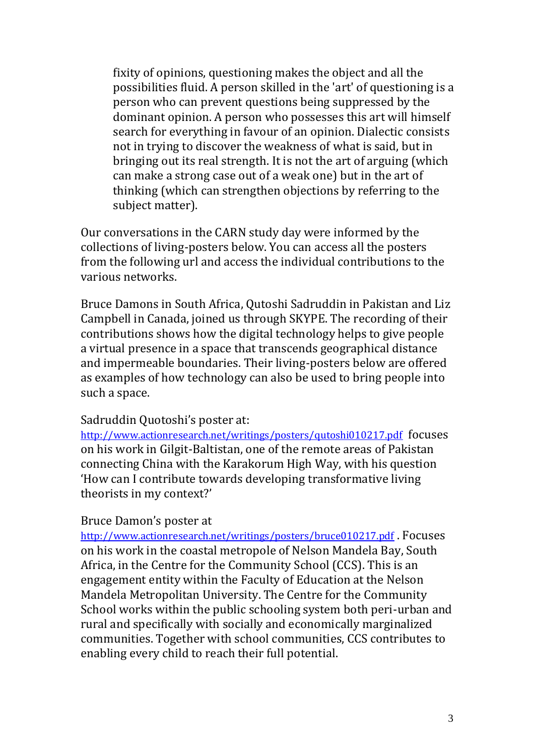> fixity of opinions, questioning makes the object and all the possibilities fluid. A person skilled in the 'art' of questioning is a person who can prevent questions being suppressed by the dominant opinion. A person who possesses this art will himself search for everything in favour of an opinion. Dialectic consists not in trying to discover the weakness of what is said, but in bringing out its real strength. It is not the art of arguing (which can make a strong case out of a weak one) but in the art of thinking (which can strengthen objections by referring to the subject matter).

Our conversations in the CARN study day were informed by the collections of living-posters below. You can access all the posters from the following url and access the individual contributions to the various networks.

Bruce Damons in South Africa, Qutoshi Sadruddin in Pakistan and Liz Campbell in Canada, joined us through SKYPE. The recording of their contributions shows how the digital technology helps to give people a virtual presence in a space that transcends geographical distance and impermeable boundaries. Their living-posters below are offered as examples of how technology can also be used to bring people into such a space.

Sadruddin Quotoshi's poster at: http://www.actionresearch.net/writings/posters/qutoshi010217.pdf focuses on his work in Gilgit-Baltistan, one of the remote areas of Pakistan connecting China with the Karakorum High Way, with his question 'How can I contribute towards developing transformative living theorists in my context?'

Bruce Damon's poster at http://www.actionresearch.net/writings/posters/bruce010217.pdf . Focuses on his work in the coastal metropole of Nelson Mandela Bay, South Africa, in the Centre for the Community School (CCS). This is an engagement entity within the Faculty of Education at the Nelson Mandela Metropolitan University. The Centre for the Community School works within the public schooling system both peri-urban and rural and specifically with socially and economically marginalized communities. Together with school communities, CCS contributes to enabling every child to reach their full potential.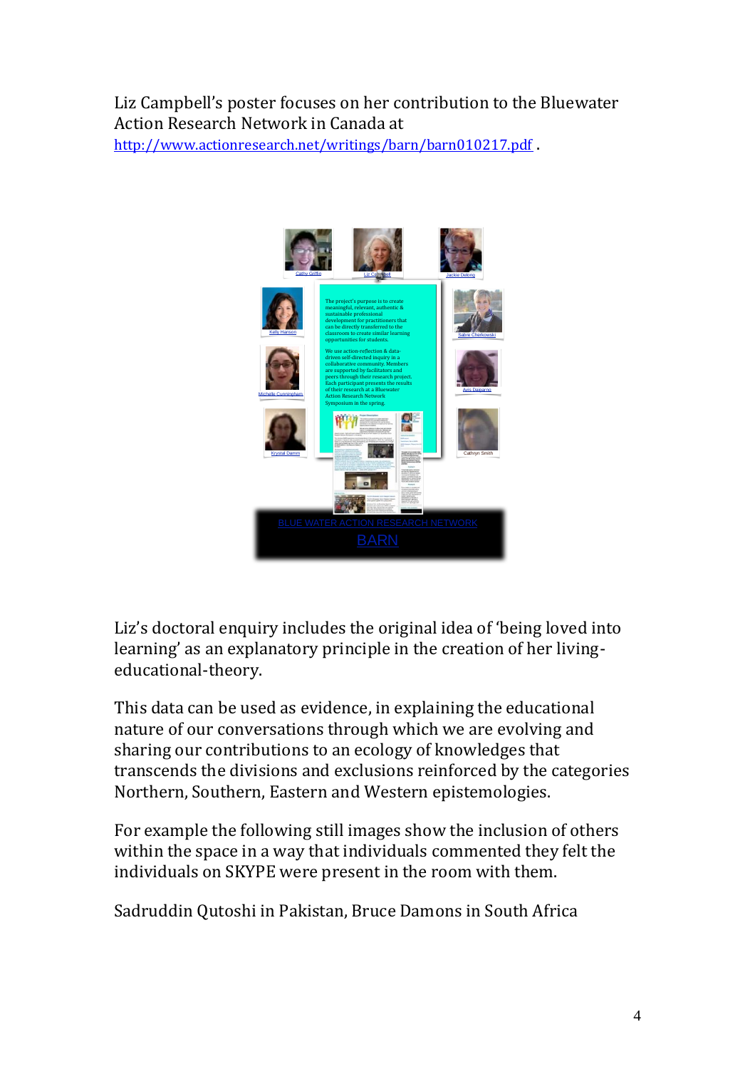Liz Campbell's poster focuses on her contribution to the Bluewater Action Research Network in Canada at http://www.actionresearch.net/writings/barn/barn010217.pdf .

Liz's doctoral enquiry includes the original idea of 'being loved into learning' as an explanatory principle in the creation of her living-educational-theory.

This data can be used as evidence, in explaining the educational nature of our conversations through which we are evolving and sharing our contributions to an ecology of knowledges that transcends the divisions and exclusions reinforced by the categories Northern, Southern, Eastern and Western epistemologies.

For example the following still images show the inclusion of others within the space in a way that individuals commented they felt the individuals on SKYPE were present in the room with them.

Sadruddin Qutoshi in Pakistan, Bruce Damons in South Africa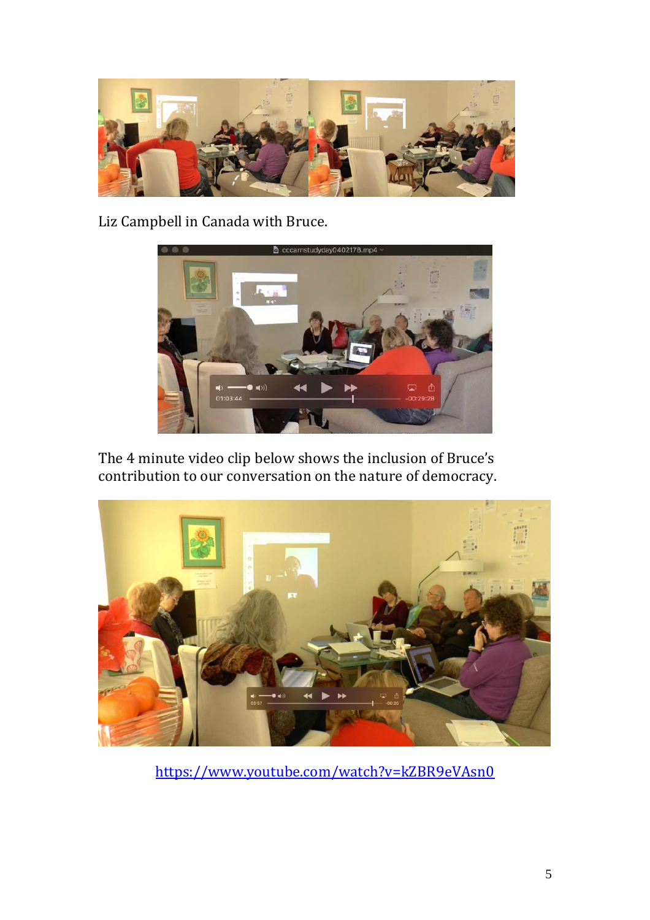Liz Campbell in Canada with Bruce.

The 4 minute video clip below shows the inclusion of Bruce's contribution to our conversation on the nature of democracy.

https://www.youtube.com/watch?v=kZBR9eVAsn0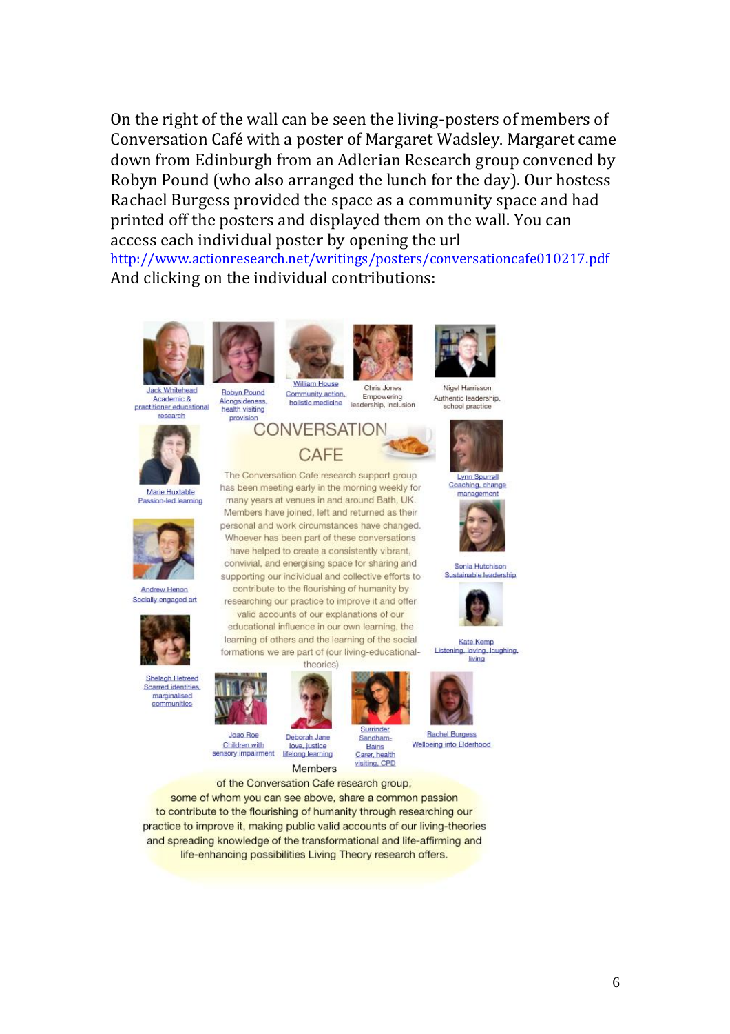On the right of the wall can be seen the living-posters of members of Conversation Café with a poster of Margaret Wadsley. Margaret came down from Edinburgh from an Adlerian Research group convened by Robyn Pound (who also arranged the lunch for the day). Our hostess Rachael Burgess provided the space as a community space and had printed off the posters and displayed them on the wall. You can access each individual poster by opening the url http://www.actionresearch.net/writings/posters/conversationcafe010217.pdf And clicking on the individual contributions:

Jack Whitehead
Academic & practitioner educational research

Robyn Pound
Alongsideness, health visiting provision

William House
Community action, holistic medicine

Chris Jones
Empowering leadership, inclusion

Nigel Harrison
Authentic leadership, school practice

CONVERSATION CAFE

The Conversation Cafe research support group has been meeting early in the morning weekly for many years at venues in and around Bath, UK. Members have joined, left and returned as their personal and work circumstances have changed. Whoever has been part of these conversations have helped to create a consistently vibrant, convivial, and energising space for sharing and supporting our individual and collective efforts to contribute to the flourishing of humanity by researching our practice to improve it and offer valid accounts of our explanations of our educational influence in our own learning, the learning of others and the learning of the social formations we are part of (our living-educational-theories)

Marie Huxtable
Passion-led learning

Lynn Spurrell
Coaching, change management

Andrew Henon
Socially engaged art

Sonia Hutchison
Sustainable leadership

Kate Kemp
Listening, loving, laughing, living

Shelagh Hetreed
Scarred identities, marginalised communities

Joao Roe
Children with sensory impairment

Deborah Jane
love, justice lifelong learning

Surrinder Sandham-Bains
Carer, health visiting, CPD

Rachel Burgess
Wellbeing into Elderhood

Members of the Conversation Cafe research group, some of whom you can see above, share a common passion to contribute to the flourishing of humanity through researching our practice to improve it, making public valid accounts of our living-theories and spreading knowledge of the transformational and life-affirming and life-enhancing possibilities Living Theory research offers.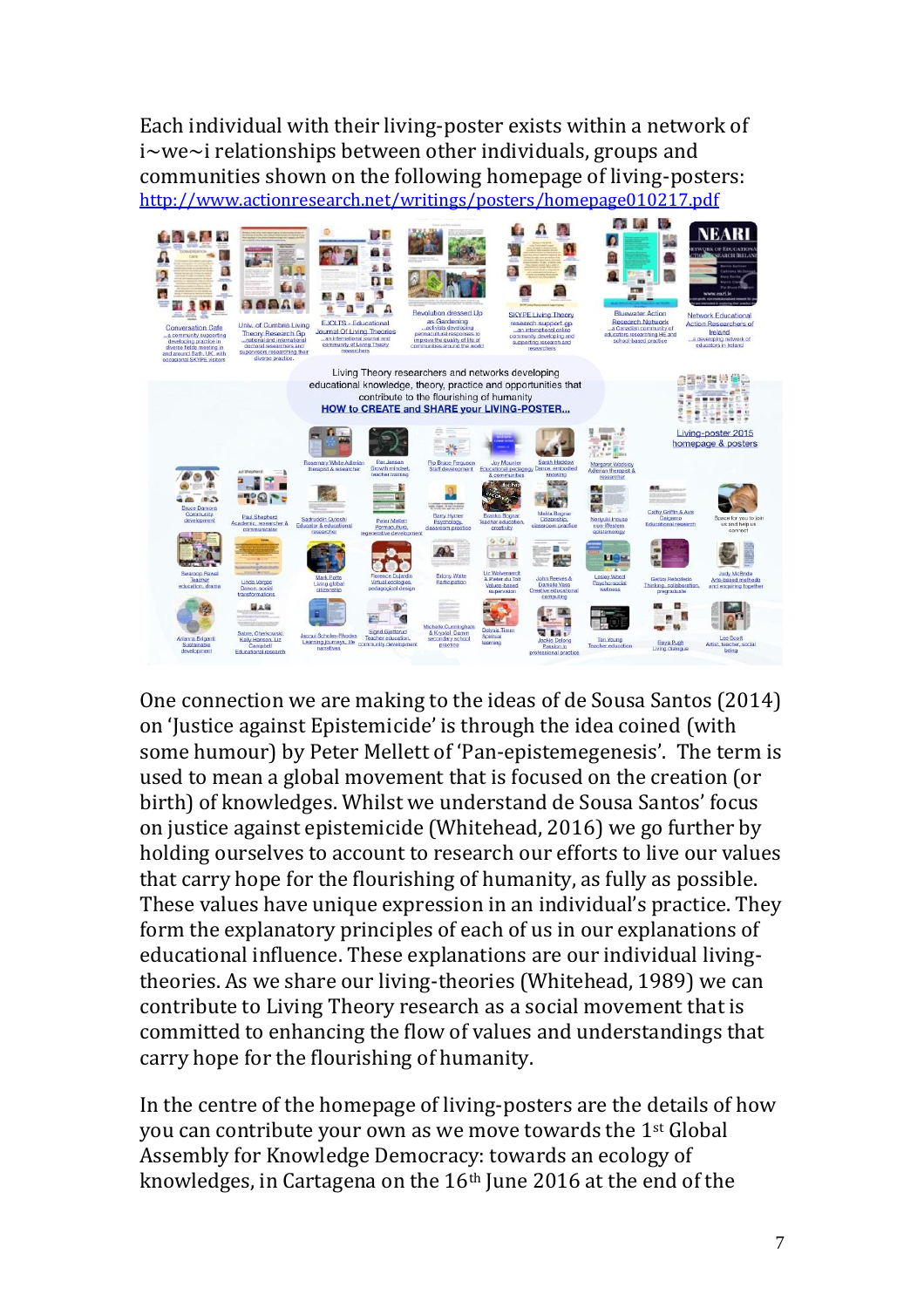Each individual with their living-poster exists within a network of i~we~i relationships between other individuals, groups and communities shown on the following homepage of living-posters: [http://www.actionresearch.net/writings/posters/homepage010217.pdf](http://www.actionresearch.net/writings/posters/homepage010217.pdf)

One connection we are making to the ideas of de Sousa Santos (2014) on 'Justice against Epistemicide' is through the idea coined (with some humour) by Peter Mellett of 'Pan-epistemegenesis'. The term is used to mean a global movement that is focused on the creation (or birth) of knowledges. Whilst we understand de Sousa Santos' focus on justice against epistemicide (Whitehead, 2016) we go further by holding ourselves to account to research our efforts to live our values that carry hope for the flourishing of humanity, as fully as possible. These values have unique expression in an individual's practice. They form the explanatory principles of each of us in our explanations of educational influence. These explanations are our individual living-theories. As we share our living-theories (Whitehead, 1989) we can contribute to Living Theory research as a social movement that is committed to enhancing the flow of values and understandings that carry hope for the flourishing of humanity.

In the centre of the homepage of living-posters are the details of how you can contribute your own as we move towards the 1st Global Assembly for Knowledge Democracy: towards an ecology of knowledges, in Cartagena on the 16th June 2016 at the end of the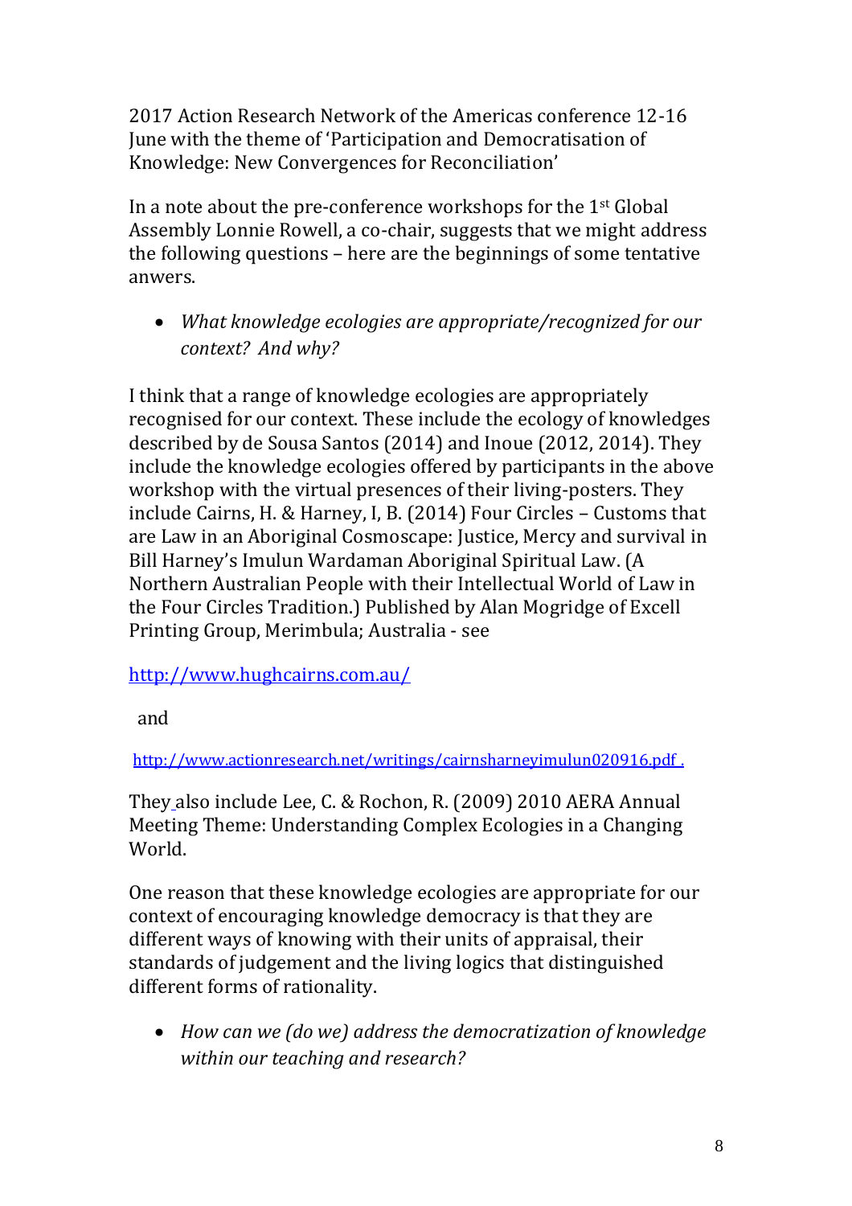2017 Action Research Network of the Americas conference 12-16 June with the theme of 'Participation and Democratisation of Knowledge: New Convergences for Reconciliation'

In a note about the pre-conference workshops for the 1st Global Assembly Lonnie Rowell, a co-chair, suggests that we might address the following questions – here are the beginnings of some tentative anwers.

- *What knowledge ecologies are appropriate/recognized for our context? And why?*

I think that a range of knowledge ecologies are appropriately recognised for our context. These include the ecology of knowledges described by de Sousa Santos (2014) and Inoue (2012, 2014). They include the knowledge ecologies offered by participants in the above workshop with the virtual presences of their living-posters. They include Cairns, H. & Harney, I, B. (2014) Four Circles – Customs that are Law in an Aboriginal Cosmoscape: Justice, Mercy and survival in Bill Harney's Imulun Wardaman Aboriginal Spiritual Law. (A Northern Australian People with their Intellectual World of Law in the Four Circles Tradition.) Published by Alan Mogridge of Excell Printing Group, Merimbula; Australia - see

http://www.hughcairns.com.au/

and

http://www.actionresearch.net/writings/cairnsharneyimulun020916.pdf .

They also include Lee, C. & Rochon, R. (2009) 2010 AERA Annual Meeting Theme: Understanding Complex Ecologies in a Changing World.

One reason that these knowledge ecologies are appropriate for our context of encouraging knowledge democracy is that they are different ways of knowing with their units of appraisal, their standards of judgement and the living logics that distinguished different forms of rationality.

- *How can we (do we) address the democratization of knowledge within our teaching and research?*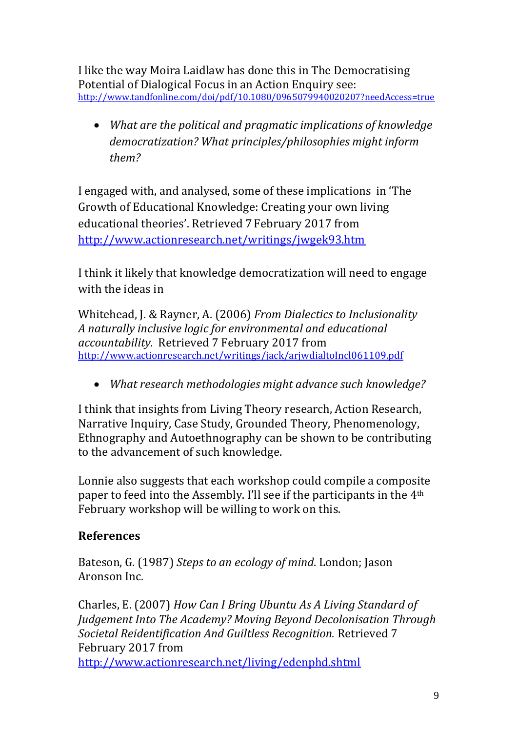I like the way Moira Laidlaw has done this in The Democratising Potential of Dialogical Focus in an Action Enquiry see: http://www.tandfonline.com/doi/pdf/10.1080/09650799400020207?needAccess=true

- *What are the political and pragmatic implications of knowledge democratization? What principles/philosophies might inform them?*

I engaged with, and analysed, some of these implications in 'The Growth of Educational Knowledge: Creating your own living educational theories'. Retrieved 7 February 2017 from http://www.actionresearch.net/writings/jwgek93.htm

I think it likely that knowledge democratization will need to engage with the ideas in

Whitehead, J. & Rayner, A. (2006) *From Dialectics to Inclusionality A naturally inclusive logic for environmental and educational accountability.* Retrieved 7 February 2017 from http://www.actionresearch.net/writings/jack/arjwdialtoIncl061109.pdf

- *What research methodologies might advance such knowledge?*

I think that insights from Living Theory research, Action Research, Narrative Inquiry, Case Study, Grounded Theory, Phenomenology, Ethnography and Autoethnography can be shown to be contributing to the advancement of such knowledge.

Lonnie also suggests that each workshop could compile a composite paper to feed into the Assembly. I'll see if the participants in the 4th February workshop will be willing to work on this.

**References**

Bateson, G. (1987) *Steps to an ecology of mind*. London; Jason Aronson Inc.

Charles, E. (2007) *How Can I Bring Ubuntu As A Living Standard of Judgement Into The Academy? Moving Beyond Decolonisation Through Societal Reidentification And Guiltless Recognition.* Retrieved 7 February 2017 from http://www.actionresearch.net/living/edenphd.shtml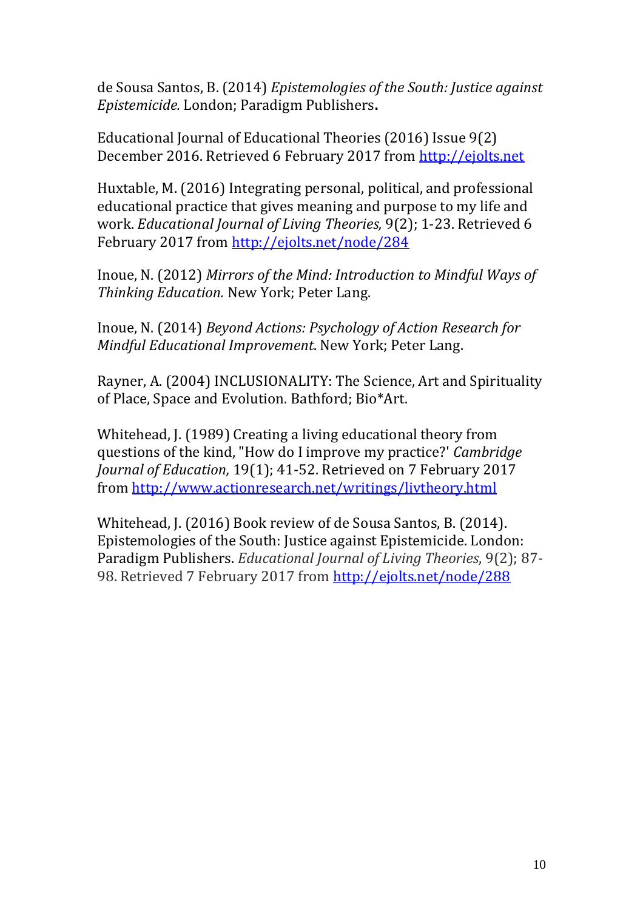de Sousa Santos, B. (2014) *Epistemologies of the South: Justice against Epistemicide.* London; Paradigm Publishers**.**

Educational Journal of Educational Theories (2016) Issue 9(2) December 2016. Retrieved 6 February 2017 from http://ejolts.net

Huxtable, M. (2016) Integrating personal, political, and professional educational practice that gives meaning and purpose to my life and work. *Educational Journal of Living Theories,* 9(2); 1-23. Retrieved 6 February 2017 from http://ejolts.net/node/284

Inoue, N. (2012) *Mirrors of the Mind: Introduction to Mindful Ways of Thinking Education.* New York; Peter Lang.

Inoue, N. (2014) *Beyond Actions: Psychology of Action Research for Mindful Educational Improvement.* New York; Peter Lang.

Rayner, A. (2004) INCLUSIONALITY: The Science, Art and Spirituality of Place, Space and Evolution. Bathford; Bio*Art.

Whitehead, J. (1989) Creating a living educational theory from questions of the kind, "How do I improve my practice?' *Cambridge Journal of Education,* 19(1); 41-52. Retrieved on 7 February 2017 from http://www.actionresearch.net/writings/livtheory.html

Whitehead, J. (2016) Book review of de Sousa Santos, B. (2014). Epistemologies of the South: Justice against Epistemicide. London: Paradigm Publishers. *Educational Journal of Living Theories*, 9(2); 87-98. Retrieved 7 February 2017 from http://ejolts.net/node/288